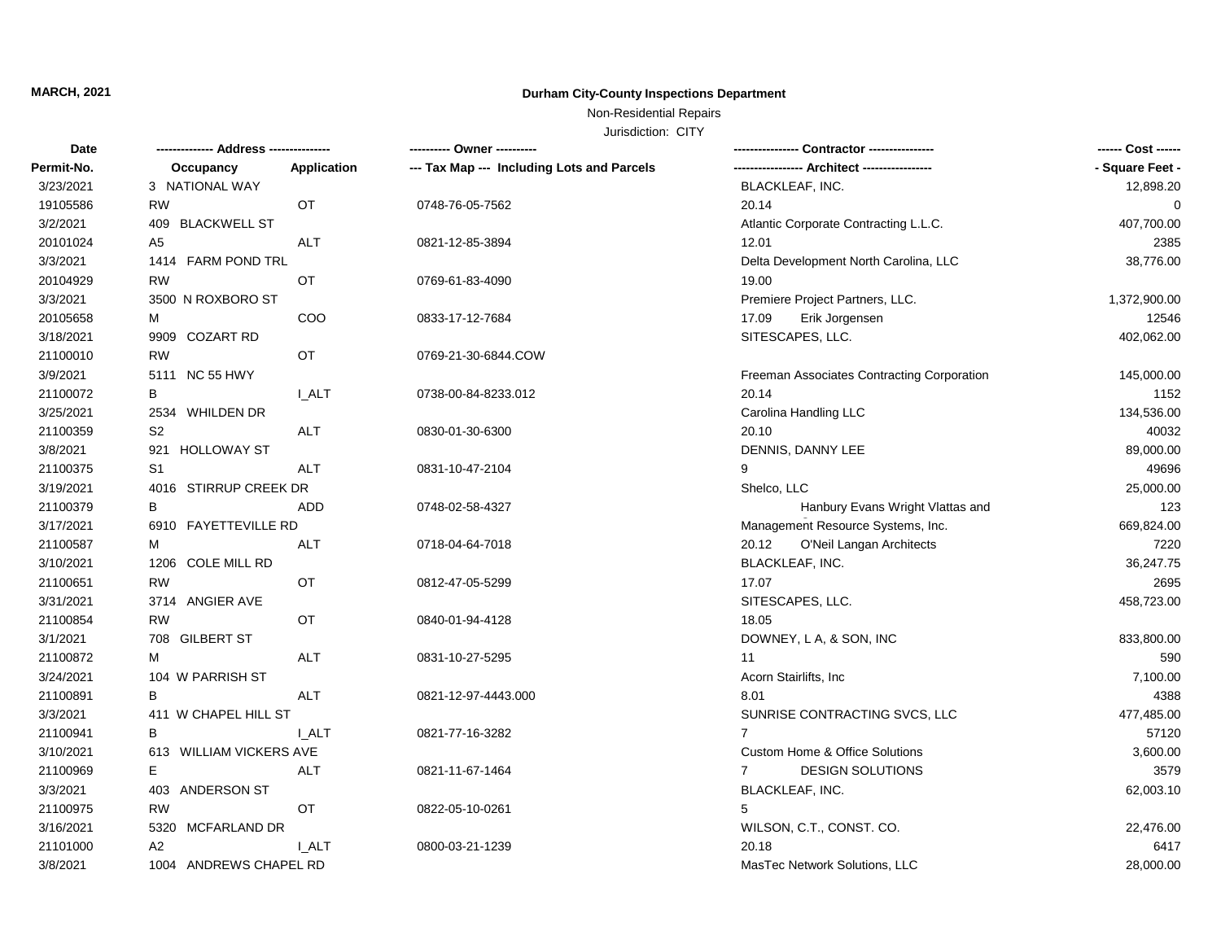**MARCH, 2021**

# Durham City-County Inspections Department

Non-Residential Repairs

Jurisdiction: CITY

| Date<br>Permit-No. | ------------- Address --------------<br>Occupancy | Application | ---------- Owner ----------<br>--- Tax Map --- Including Lots and Parcels | --------------- Contractor ---------------<br>---------------- Architect ---------------- | ------ Cost ------<br>- Square Feet - |
|---|---|---|---|---|---|
| 3/23/2021 | 3 NATIONAL WAY | | | BLACKLEAF, INC. | 12,898.20 |
| 19105586 | RW | OT | 0748-76-05-7562 | 20.14 | 0 |
| 3/2/2021 | 409 BLACKWELL ST | | | Atlantic Corporate Contracting L.L.C. | 407,700.00 |
| 20101024 | A5 | ALT | 0821-12-85-3894 | 12.01 | 2385 |
| 3/3/2021 | 1414 FARM POND TRL | | | Delta Development North Carolina, LLC | 38,776.00 |
| 20104929 | RW | OT | 0769-61-83-4090 | 19.00 | |
| 3/3/2021 | 3500 N ROXBORO ST | | | Premiere Project Partners, LLC. | 1,372,900.00 |
| 20105658 | M | COO | 0833-17-12-7684 | 17.09 Erik Jorgensen | 12546 |
| 3/18/2021 | 9909 COZART RD | | | SITESCAPES, LLC. | 402,062.00 |
| 21100010 | RW | OT | 0769-21-30-6844.COW | | |
| 3/9/2021 | 5111 NC 55 HWY | | | Freeman Associates Contracting Corporation | 145,000.00 |
| 21100072 | B | I_ALT | 0738-00-84-8233.012 | 20.14 | 1152 |
| 3/25/2021 | 2534 WHILDEN DR | | | Carolina Handling LLC | 134,536.00 |
| 21100359 | S2 | ALT | 0830-01-30-6300 | 20.10 | 40032 |
| 3/8/2021 | 921 HOLLOWAY ST | | | DENNIS, DANNY LEE | 89,000.00 |
| 21100375 | S1 | ALT | 0831-10-47-2104 | 9 | 49696 |
| 3/19/2021 | 4016 STIRRUP CREEK DR | | | Shelco, LLC | 25,000.00 |
| 21100379 | B | ADD | 0748-02-58-4327 | Hanbury Evans Wright Vlattas and | 123 |
| 3/17/2021 | 6910 FAYETTEVILLE RD | | | Management Resource Systems, Inc. | 669,824.00 |
| 21100587 | M | ALT | 0718-04-64-7018 | 20.12 O'Neil Langan Architects | 7220 |
| 3/10/2021 | 1206 COLE MILL RD | | | BLACKLEAF, INC. | 36,247.75 |
| 21100651 | RW | OT | 0812-47-05-5299 | 17.07 | 2695 |
| 3/31/2021 | 3714 ANGIER AVE | | | SITESCAPES, LLC. | 458,723.00 |
| 21100854 | RW | OT | 0840-01-94-4128 | 18.05 | |
| 3/1/2021 | 708 GILBERT ST | | | DOWNEY, L A, & SON, INC | 833,800.00 |
| 21100872 | M | ALT | 0831-10-27-5295 | 11 | 590 |
| 3/24/2021 | 104 W PARRISH ST | | | Acorn Stairlifts, Inc | 7,100.00 |
| 21100891 | B | ALT | 0821-12-97-4443.000 | 8.01 | 4388 |
| 3/3/2021 | 411 W CHAPEL HILL ST | | | SUNRISE CONTRACTING SVCS, LLC | 477,485.00 |
| 21100941 | B | I_ALT | 0821-77-16-3282 | 7 | 57120 |
| 3/10/2021 | 613 WILLIAM VICKERS AVE | | | Custom Home & Office Solutions | 3,600.00 |
| 21100969 | E | ALT | 0821-11-67-1464 | 7 DESIGN SOLUTIONS | 3579 |
| 3/3/2021 | 403 ANDERSON ST | | | BLACKLEAF, INC. | 62,003.10 |
| 21100975 | RW | OT | 0822-05-10-0261 | 5 | |
| 3/16/2021 | 5320 MCFARLAND DR | | | WILSON, C.T., CONST. CO. | 22,476.00 |
| 21101000 | A2 | I_ALT | 0800-03-21-1239 | 20.18 | 6417 |
| 3/8/2021 | 1004 ANDREWS CHAPEL RD | | | MasTec Network Solutions, LLC | 28,000.00 |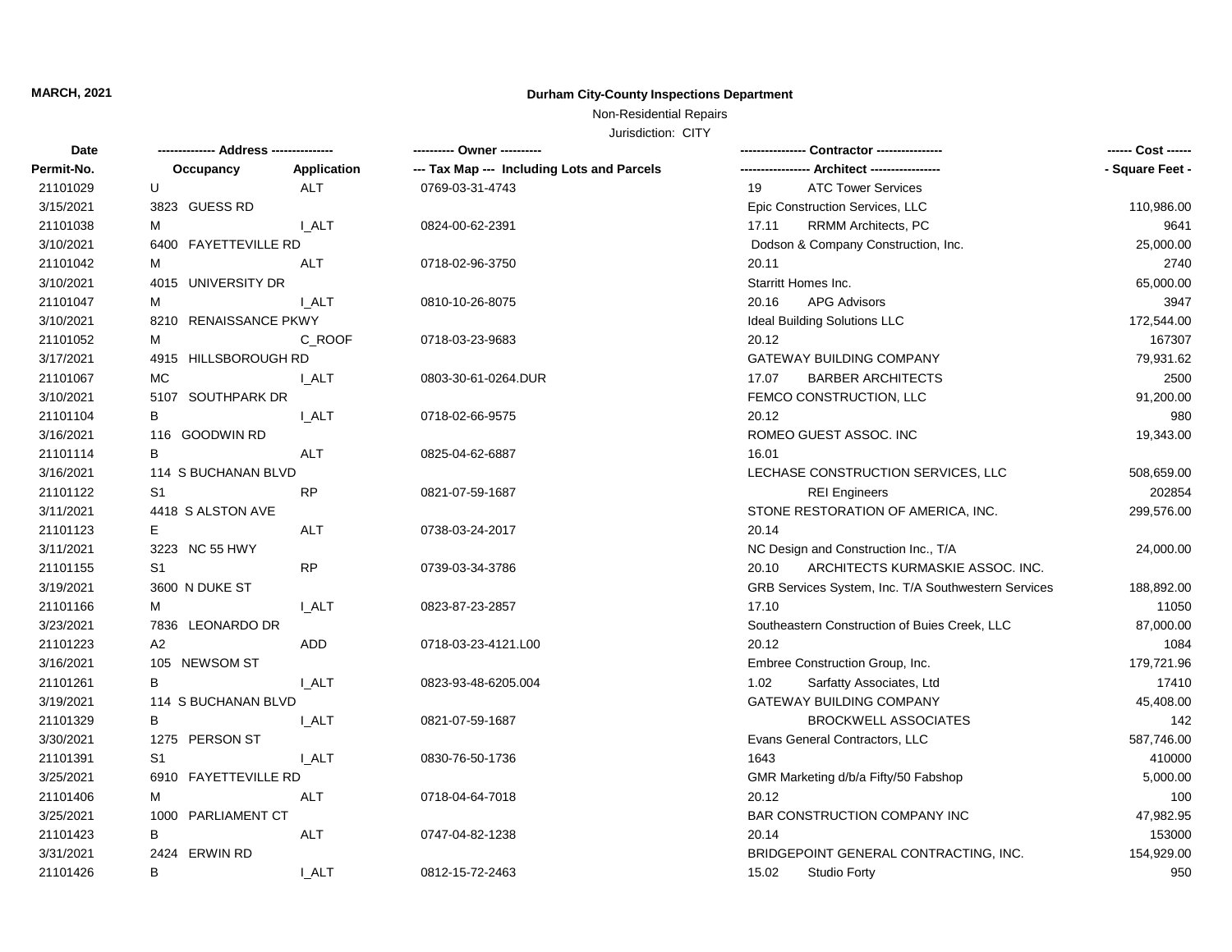**MARCH, 2021**

**Durham City-County Inspections Department**

Non-Residential Repairs

Jurisdiction: CITY

| Date / Permit-No. | Address / Occupancy | Application | Owner / Tax Map --- Including Lots and Parcels | Contractor / Architect | Cost / Square Feet |
|---|---|---|---|---|---|
| 21101029 | U | ALT | 0769-03-31-4743 | 19 ATC Tower Services | |
| 3/15/2021 | 3823 GUESS RD | | | Epic Construction Services, LLC | 110,986.00 |
| 21101038 | M | I_ALT | 0824-00-62-2391 | 17.11 RRMM Architects, PC | 9641 |
| 3/10/2021 | 6400 FAYETTEVILLE RD | | | Dodson & Company Construction, Inc. | 25,000.00 |
| 21101042 | M | ALT | 0718-02-96-3750 | 20.11 | 2740 |
| 3/10/2021 | 4015 UNIVERSITY DR | | | Starritt Homes Inc. | 65,000.00 |
| 21101047 | M | I_ALT | 0810-10-26-8075 | 20.16 APG Advisors | 3947 |
| 3/10/2021 | 8210 RENAISSANCE PKWY | | | Ideal Building Solutions LLC | 172,544.00 |
| 21101052 | M | C_ROOF | 0718-03-23-9683 | 20.12 | 167307 |
| 3/17/2021 | 4915 HILLSBOROUGH RD | | | GATEWAY BUILDING COMPANY | 79,931.62 |
| 21101067 | MC | I_ALT | 0803-30-61-0264.DUR | 17.07 BARBER ARCHITECTS | 2500 |
| 3/10/2021 | 5107 SOUTHPARK DR | | | FEMCO CONSTRUCTION, LLC | 91,200.00 |
| 21101104 | B | I_ALT | 0718-02-66-9575 | 20.12 | 980 |
| 3/16/2021 | 116 GOODWIN RD | | | ROMEO GUEST ASSOC. INC | 19,343.00 |
| 21101114 | B | ALT | 0825-04-62-6887 | 16.01 | |
| 3/16/2021 | 114 S BUCHANAN BLVD | | | LECHASE CONSTRUCTION SERVICES, LLC | 508,659.00 |
| 21101122 | S1 | RP | 0821-07-59-1687 | REI Engineers | 202854 |
| 3/11/2021 | 4418 S ALSTON AVE | | | STONE RESTORATION OF AMERICA, INC. | 299,576.00 |
| 21101123 | E | ALT | 0738-03-24-2017 | 20.14 | |
| 3/11/2021 | 3223 NC 55 HWY | | | NC Design and Construction Inc., T/A | 24,000.00 |
| 21101155 | S1 | RP | 0739-03-34-3786 | 20.10 ARCHITECTS KURMASKIE ASSOC. INC. | |
| 3/19/2021 | 3600 N DUKE ST | | | GRB Services System, Inc. T/A Southwestern Services | 188,892.00 |
| 21101166 | M | I_ALT | 0823-87-23-2857 | 17.10 | 11050 |
| 3/23/2021 | 7836 LEONARDO DR | | | Southeastern Construction of Buies Creek, LLC | 87,000.00 |
| 21101223 | A2 | ADD | 0718-03-23-4121.L00 | 20.12 | 1084 |
| 3/16/2021 | 105 NEWSOM ST | | | Embree Construction Group, Inc. | 179,721.96 |
| 21101261 | B | I_ALT | 0823-93-48-6205.004 | 1.02 Sarfatty Associates, Ltd | 17410 |
| 3/19/2021 | 114 S BUCHANAN BLVD | | | GATEWAY BUILDING COMPANY | 45,408.00 |
| 21101329 | B | I_ALT | 0821-07-59-1687 | BROCKWELL ASSOCIATES | 142 |
| 3/30/2021 | 1275 PERSON ST | | | Evans General Contractors, LLC | 587,746.00 |
| 21101391 | S1 | I_ALT | 0830-76-50-1736 | 1643 | 410000 |
| 3/25/2021 | 6910 FAYETTEVILLE RD | | | GMR Marketing d/b/a Fifty/50 Fabshop | 5,000.00 |
| 21101406 | M | ALT | 0718-04-64-7018 | 20.12 | 100 |
| 3/25/2021 | 1000 PARLIAMENT CT | | | BAR CONSTRUCTION COMPANY INC | 47,982.95 |
| 21101423 | B | ALT | 0747-04-82-1238 | 20.14 | 153000 |
| 3/31/2021 | 2424 ERWIN RD | | | BRIDGEPOINT GENERAL CONTRACTING, INC. | 154,929.00 |
| 21101426 | B | I_ALT | 0812-15-72-2463 | 15.02 Studio Forty | 950 |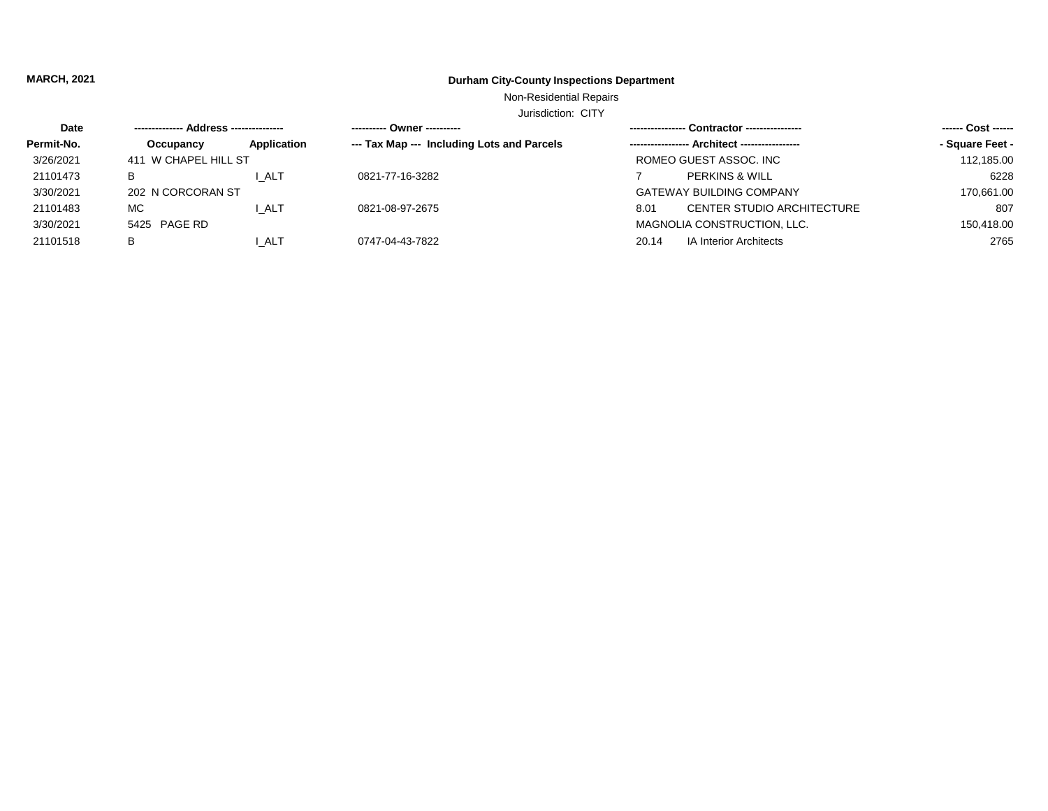**MARCH, 2021**

**Durham City-County Inspections Department**

Non-Residential Repairs

Jurisdiction: CITY

| Date | -------------- Address --------------- | | ---------- Owner ---------- | ---------------- Contractor ---------------- | | ------ Cost ------ |
|---|---|---|---|---|---|---|
| Permit-No. | Occupancy | Application | --- Tax Map --- Including Lots and Parcels | ----------------- Architect ----------------- | | - Square Feet - |
| 3/26/2021 | 411 W CHAPEL HILL ST | | | ROMEO GUEST ASSOC. INC | | 112,185.00 |
| 21101473 | B | I_ALT | 0821-77-16-3282 | 7 | PERKINS & WILL | 6228 |
| 3/30/2021 | 202 N CORCORAN ST | | | GATEWAY BUILDING COMPANY | | 170,661.00 |
| 21101483 | MC | I_ALT | 0821-08-97-2675 | 8.01 | CENTER STUDIO ARCHITECTURE | 807 |
| 3/30/2021 | 5425 PAGE RD | | | MAGNOLIA CONSTRUCTION, LLC. | | 150,418.00 |
| 21101518 | B | I_ALT | 0747-04-43-7822 | 20.14 | IA Interior Architects | 2765 |